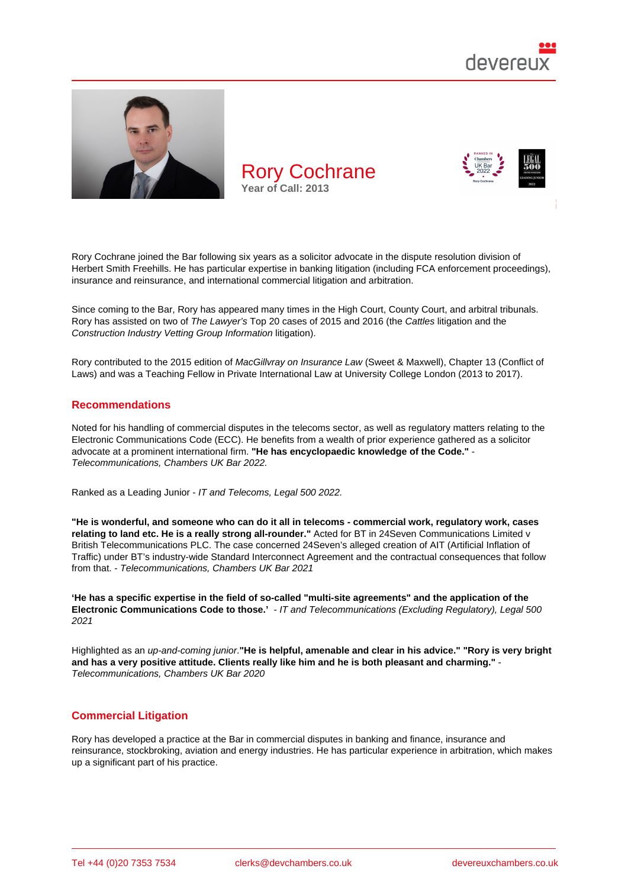# Rory Cochrane

**Year of Call: 2013**

Rory Cochrane joined the Bar following six years as a solicitor advocate in the dispute resolution division of Herbert Smith Freehills. He has particular expertise in banking litigation (including FCA enforcement proceedings), insurance and reinsurance, and international commercial litigation and arbitration.

Since coming to the Bar, Rory has appeared many times in the High Court, County Court, and arbitral tribunals. Rory has assisted on two of *The Lawyer's* Top 20 cases of 2015 and 2016 (the *Cattles* litigation and the *Construction Industry Vetting Group Information* litigation).

Rory contributed to the 2015 edition of *MacGillvray on Insurance Law* (Sweet & Maxwell), Chapter 13 (Conflict of Laws) and was a Teaching Fellow in Private International Law at University College London (2013 to 2017).

## Recommendations

Noted for his handling of commercial disputes in the telecoms sector, as well as regulatory matters relating to the Electronic Communications Code (ECC). He benefits from a wealth of prior experience gathered as a solicitor advocate at a prominent international firm. **"He has encyclopaedic knowledge of the Code."** - *Telecommunications, Chambers UK Bar 2022.*

Ranked as a Leading Junior - *IT and Telecoms, Legal 500 2022.*

**"He is wonderful, and someone who can do it all in telecoms - commercial work, regulatory work, cases relating to land etc. He is a really strong all-rounder."** Acted for BT in 24Seven Communications Limited v British Telecommunications PLC. The case concerned 24Seven's alleged creation of AIT (Artificial Inflation of Traffic) under BT's industry-wide Standard Interconnect Agreement and the contractual consequences that follow from that. - *Telecommunications, Chambers UK Bar 2021*

**'He has a specific expertise in the field of so-called "multi-site agreements" and the application of the Electronic Communications Code to those.'** - *IT and Telecommunications (Excluding Regulatory), Legal 500 2021*

Highlighted as an *up-and-coming junior*.**"He is helpful, amenable and clear in his advice." "Rory is very bright and has a very positive attitude. Clients really like him and he is both pleasant and charming."** - *Telecommunications, Chambers UK Bar 2020*

## Commercial Litigation

Rory has developed a practice at the Bar in commercial disputes in banking and finance, insurance and reinsurance, stockbroking, aviation and energy industries. He has particular experience in arbitration, which makes up a significant part of his practice.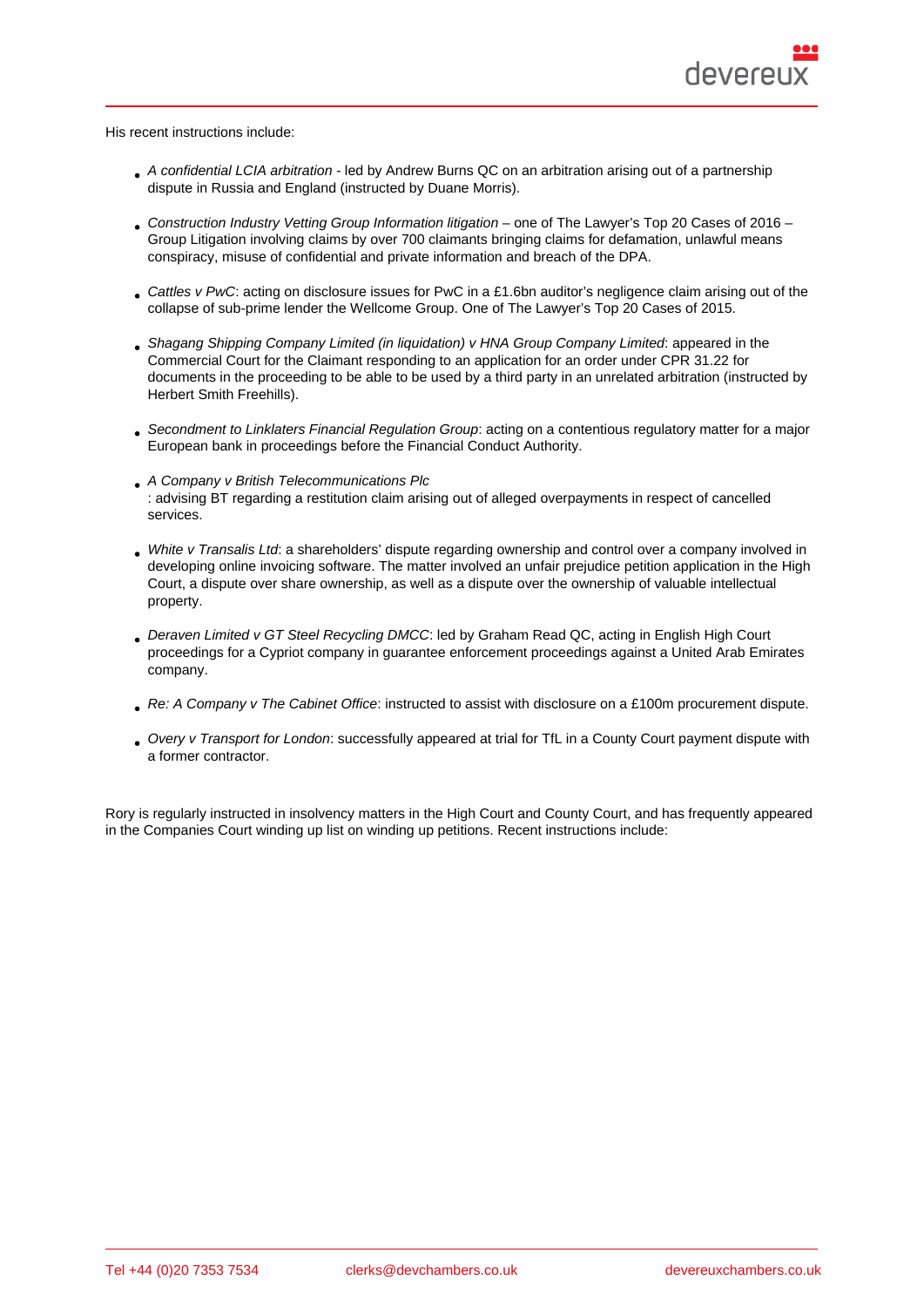His recent instructions include:

- *A confidential LCIA arbitration* - led by Andrew Burns QC on an arbitration arising out of a partnership dispute in Russia and England (instructed by Duane Morris).
- *Construction Industry Vetting Group Information litigation* – one of The Lawyer's Top 20 Cases of 2016 – Group Litigation involving claims by over 700 claimants bringing claims for defamation, unlawful means conspiracy, misuse of confidential and private information and breach of the DPA.
- *Cattles v PwC*: acting on disclosure issues for PwC in a £1.6bn auditor's negligence claim arising out of the collapse of sub-prime lender the Wellcome Group. One of The Lawyer's Top 20 Cases of 2015.
- *Shagang Shipping Company Limited (in liquidation) v HNA Group Company Limited*: appeared in the Commercial Court for the Claimant responding to an application for an order under CPR 31.22 for documents in the proceeding to be able to be used by a third party in an unrelated arbitration (instructed by Herbert Smith Freehills).
- *Secondment to Linklaters Financial Regulation Group*: acting on a contentious regulatory matter for a major European bank in proceedings before the Financial Conduct Authority.
- *A Company v British Telecommunications Plc*
  : advising BT regarding a restitution claim arising out of alleged overpayments in respect of cancelled services.
- *White v Transalis Ltd*: a shareholders' dispute regarding ownership and control over a company involved in developing online invoicing software. The matter involved an unfair prejudice petition application in the High Court, a dispute over share ownership, as well as a dispute over the ownership of valuable intellectual property.
- *Deraven Limited v GT Steel Recycling DMCC*: led by Graham Read QC, acting in English High Court proceedings for a Cypriot company in guarantee enforcement proceedings against a United Arab Emirates company.
- *Re: A Company v The Cabinet Office*: instructed to assist with disclosure on a £100m procurement dispute.
- *Overy v Transport for London*: successfully appeared at trial for TfL in a County Court payment dispute with a former contractor.

Rory is regularly instructed in insolvency matters in the High Court and County Court, and has frequently appeared in the Companies Court winding up list on winding up petitions. Recent instructions include: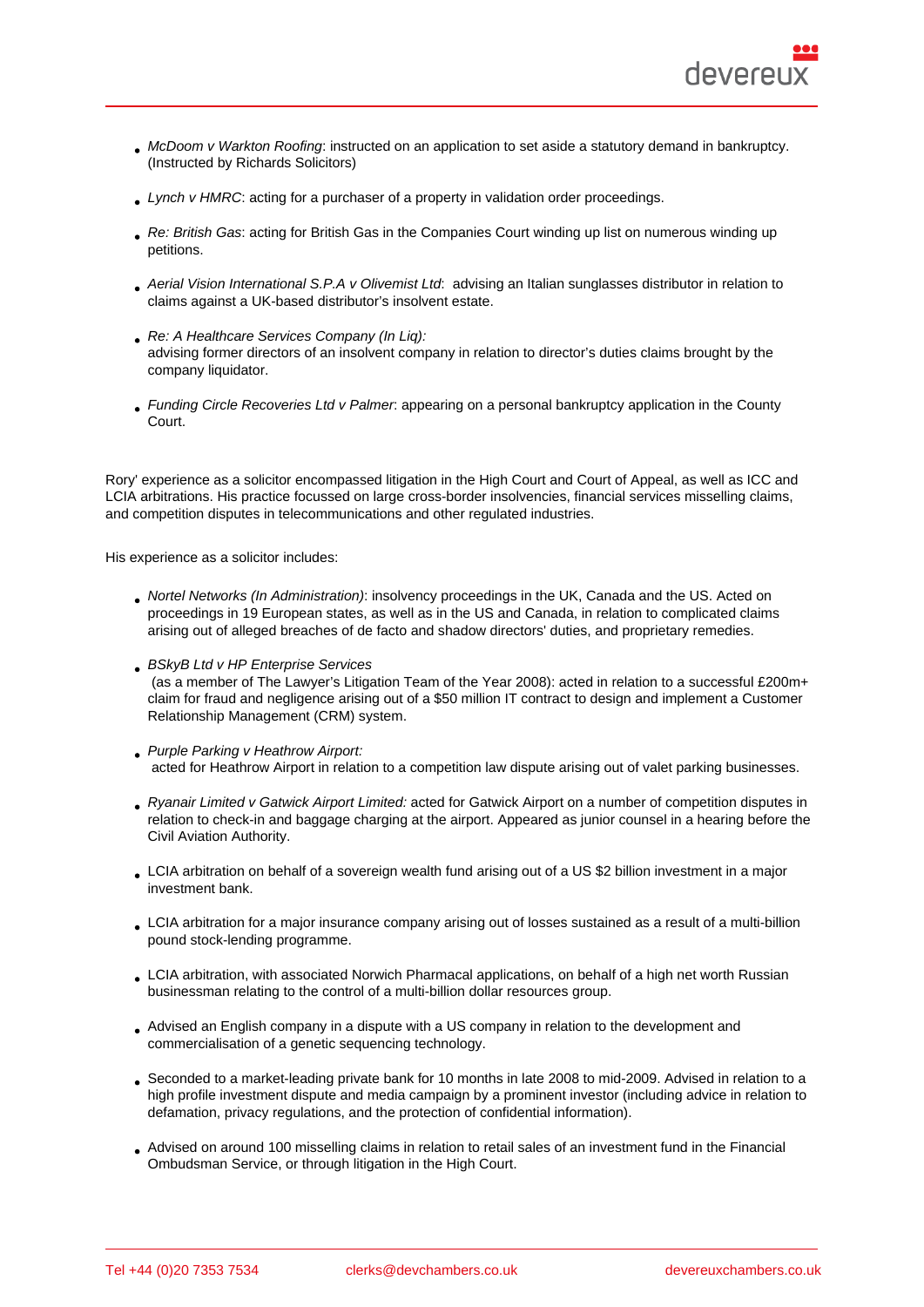- *McDoom v Warkton Roofing*: instructed on an application to set aside a statutory demand in bankruptcy. (Instructed by Richards Solicitors)
- *Lynch v HMRC*: acting for a purchaser of a property in validation order proceedings.
- *Re: British Gas*: acting for British Gas in the Companies Court winding up list on numerous winding up petitions.
- *Aerial Vision International S.P.A v Olivemist Ltd*: advising an Italian sunglasses distributor in relation to claims against a UK-based distributor's insolvent estate.
- *Re: A Healthcare Services Company (In Liq):* advising former directors of an insolvent company in relation to director's duties claims brought by the company liquidator.
- *Funding Circle Recoveries Ltd v Palmer*: appearing on a personal bankruptcy application in the County Court.

Rory' experience as a solicitor encompassed litigation in the High Court and Court of Appeal, as well as ICC and LCIA arbitrations. His practice focussed on large cross-border insolvencies, financial services misselling claims, and competition disputes in telecommunications and other regulated industries.

His experience as a solicitor includes:

- *Nortel Networks (In Administration)*: insolvency proceedings in the UK, Canada and the US. Acted on proceedings in 19 European states, as well as in the US and Canada, in relation to complicated claims arising out of alleged breaches of de facto and shadow directors' duties, and proprietary remedies.
- *BSkyB Ltd v HP Enterprise Services* (as a member of The Lawyer's Litigation Team of the Year 2008): acted in relation to a successful £200m+ claim for fraud and negligence arising out of a $50 million IT contract to design and implement a Customer Relationship Management (CRM) system.
- *Purple Parking v Heathrow Airport:* acted for Heathrow Airport in relation to a competition law dispute arising out of valet parking businesses.
- *Ryanair Limited v Gatwick Airport Limited:* acted for Gatwick Airport on a number of competition disputes in relation to check-in and baggage charging at the airport. Appeared as junior counsel in a hearing before the Civil Aviation Authority.
- LCIA arbitration on behalf of a sovereign wealth fund arising out of a US $2 billion investment in a major investment bank.
- LCIA arbitration for a major insurance company arising out of losses sustained as a result of a multi-billion pound stock-lending programme.
- LCIA arbitration, with associated Norwich Pharmacal applications, on behalf of a high net worth Russian businessman relating to the control of a multi-billion dollar resources group.
- Advised an English company in a dispute with a US company in relation to the development and commercialisation of a genetic sequencing technology.
- Seconded to a market-leading private bank for 10 months in late 2008 to mid-2009. Advised in relation to a high profile investment dispute and media campaign by a prominent investor (including advice in relation to defamation, privacy regulations, and the protection of confidential information).
- Advised on around 100 misselling claims in relation to retail sales of an investment fund in the Financial Ombudsman Service, or through litigation in the High Court.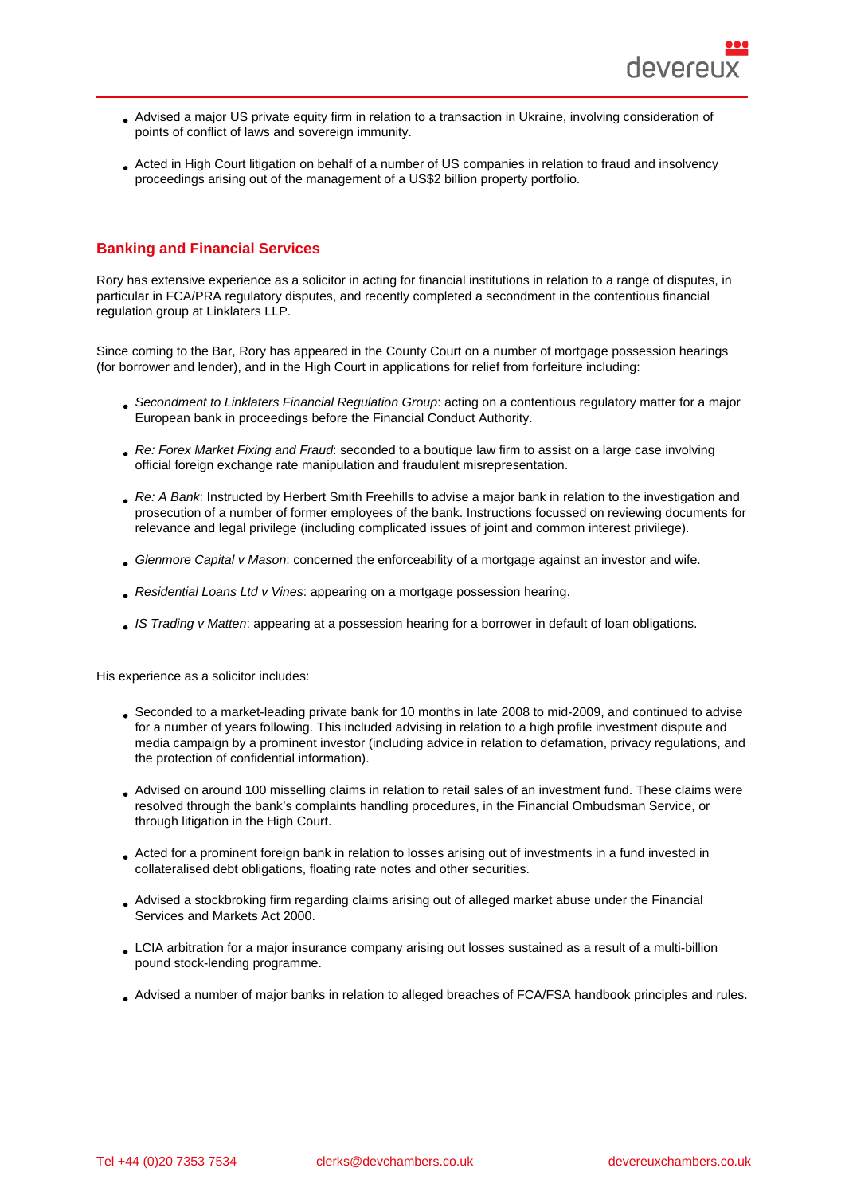- Advised a major US private equity firm in relation to a transaction in Ukraine, involving consideration of points of conflict of laws and sovereign immunity.
- Acted in High Court litigation on behalf of a number of US companies in relation to fraud and insolvency proceedings arising out of the management of a US$2 billion property portfolio.

## Banking and Financial Services

Rory has extensive experience as a solicitor in acting for financial institutions in relation to a range of disputes, in particular in FCA/PRA regulatory disputes, and recently completed a secondment in the contentious financial regulation group at Linklaters LLP.

Since coming to the Bar, Rory has appeared in the County Court on a number of mortgage possession hearings (for borrower and lender), and in the High Court in applications for relief from forfeiture including:

- *Secondment to Linklaters Financial Regulation Group*: acting on a contentious regulatory matter for a major European bank in proceedings before the Financial Conduct Authority.
- *Re: Forex Market Fixing and Fraud*: seconded to a boutique law firm to assist on a large case involving official foreign exchange rate manipulation and fraudulent misrepresentation.
- *Re: A Bank*: Instructed by Herbert Smith Freehills to advise a major bank in relation to the investigation and prosecution of a number of former employees of the bank. Instructions focussed on reviewing documents for relevance and legal privilege (including complicated issues of joint and common interest privilege).
- *Glenmore Capital v Mason*: concerned the enforceability of a mortgage against an investor and wife.
- *Residential Loans Ltd v Vines*: appearing on a mortgage possession hearing.
- *IS Trading v Matten*: appearing at a possession hearing for a borrower in default of loan obligations.

His experience as a solicitor includes:

- Seconded to a market-leading private bank for 10 months in late 2008 to mid-2009, and continued to advise for a number of years following. This included advising in relation to a high profile investment dispute and media campaign by a prominent investor (including advice in relation to defamation, privacy regulations, and the protection of confidential information).
- Advised on around 100 misselling claims in relation to retail sales of an investment fund. These claims were resolved through the bank's complaints handling procedures, in the Financial Ombudsman Service, or through litigation in the High Court.
- Acted for a prominent foreign bank in relation to losses arising out of investments in a fund invested in collateralised debt obligations, floating rate notes and other securities.
- Advised a stockbroking firm regarding claims arising out of alleged market abuse under the Financial Services and Markets Act 2000.
- LCIA arbitration for a major insurance company arising out losses sustained as a result of a multi-billion pound stock-lending programme.
- Advised a number of major banks in relation to alleged breaches of FCA/FSA handbook principles and rules.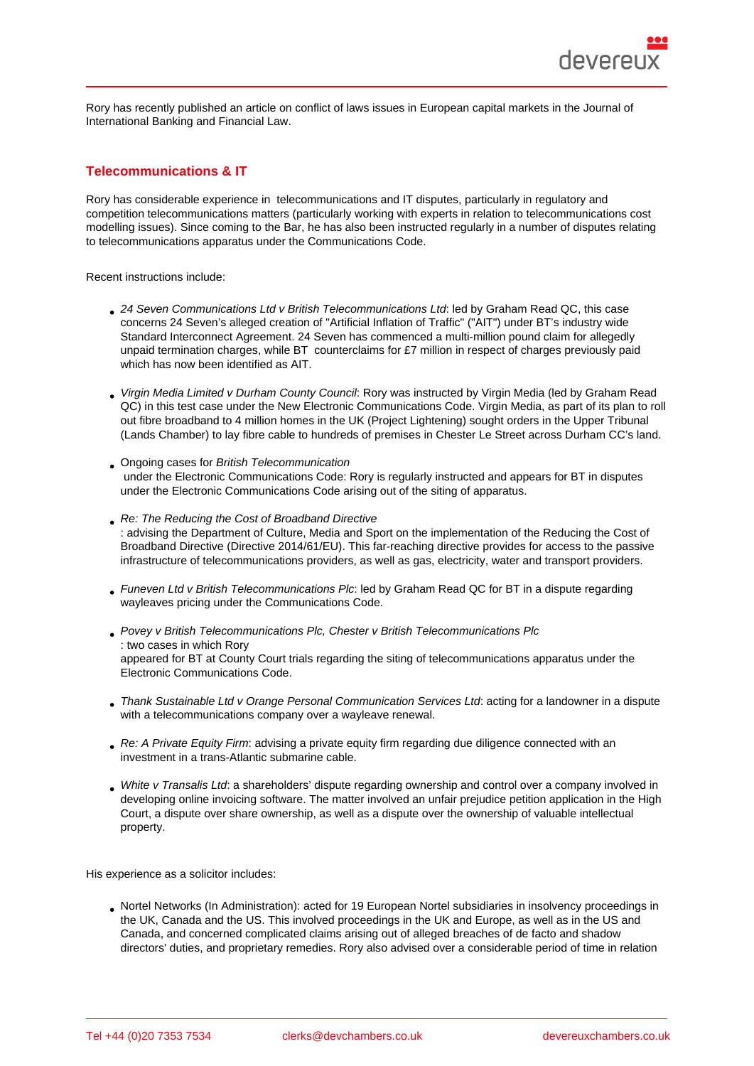Rory has recently published an article on conflict of laws issues in European capital markets in the Journal of International Banking and Financial Law.

## Telecommunications & IT

Rory has considerable experience in telecommunications and IT disputes, particularly in regulatory and competition telecommunications matters (particularly working with experts in relation to telecommunications cost modelling issues). Since coming to the Bar, he has also been instructed regularly in a number of disputes relating to telecommunications apparatus under the Communications Code.

Recent instructions include:

- *24 Seven Communications Ltd v British Telecommunications Ltd*: led by Graham Read QC, this case concerns 24 Seven's alleged creation of "Artificial Inflation of Traffic" ("AIT") under BT's industry wide Standard Interconnect Agreement. 24 Seven has commenced a multi-million pound claim for allegedly unpaid termination charges, while BT counterclaims for £7 million in respect of charges previously paid which has now been identified as AIT.

- *Virgin Media Limited v Durham County Council*: Rory was instructed by Virgin Media (led by Graham Read QC) in this test case under the New Electronic Communications Code. Virgin Media, as part of its plan to roll out fibre broadband to 4 million homes in the UK (Project Lightening) sought orders in the Upper Tribunal (Lands Chamber) to lay fibre cable to hundreds of premises in Chester Le Street across Durham CC's land.

- Ongoing cases for *British Telecommunication* under the Electronic Communications Code: Rory is regularly instructed and appears for BT in disputes under the Electronic Communications Code arising out of the siting of apparatus.

- *Re: The Reducing the Cost of Broadband Directive*: advising the Department of Culture, Media and Sport on the implementation of the Reducing the Cost of Broadband Directive (Directive 2014/61/EU). This far-reaching directive provides for access to the passive infrastructure of telecommunications providers, as well as gas, electricity, water and transport providers.

- *Funeven Ltd v British Telecommunications Plc*: led by Graham Read QC for BT in a dispute regarding wayleaves pricing under the Communications Code.

- *Povey v British Telecommunications Plc, Chester v British Telecommunications Plc*: two cases in which Rory appeared for BT at County Court trials regarding the siting of telecommunications apparatus under the Electronic Communications Code.

- *Thank Sustainable Ltd v Orange Personal Communication Services Ltd*: acting for a landowner in a dispute with a telecommunications company over a wayleave renewal.

- *Re: A Private Equity Firm*: advising a private equity firm regarding due diligence connected with an investment in a trans-Atlantic submarine cable.

- *White v Transalis Ltd*: a shareholders' dispute regarding ownership and control over a company involved in developing online invoicing software. The matter involved an unfair prejudice petition application in the High Court, a dispute over share ownership, as well as a dispute over the ownership of valuable intellectual property.

His experience as a solicitor includes:

- Nortel Networks (In Administration): acted for 19 European Nortel subsidiaries in insolvency proceedings in the UK, Canada and the US. This involved proceedings in the UK and Europe, as well as in the US and Canada, and concerned complicated claims arising out of alleged breaches of de facto and shadow directors' duties, and proprietary remedies. Rory also advised over a considerable period of time in relation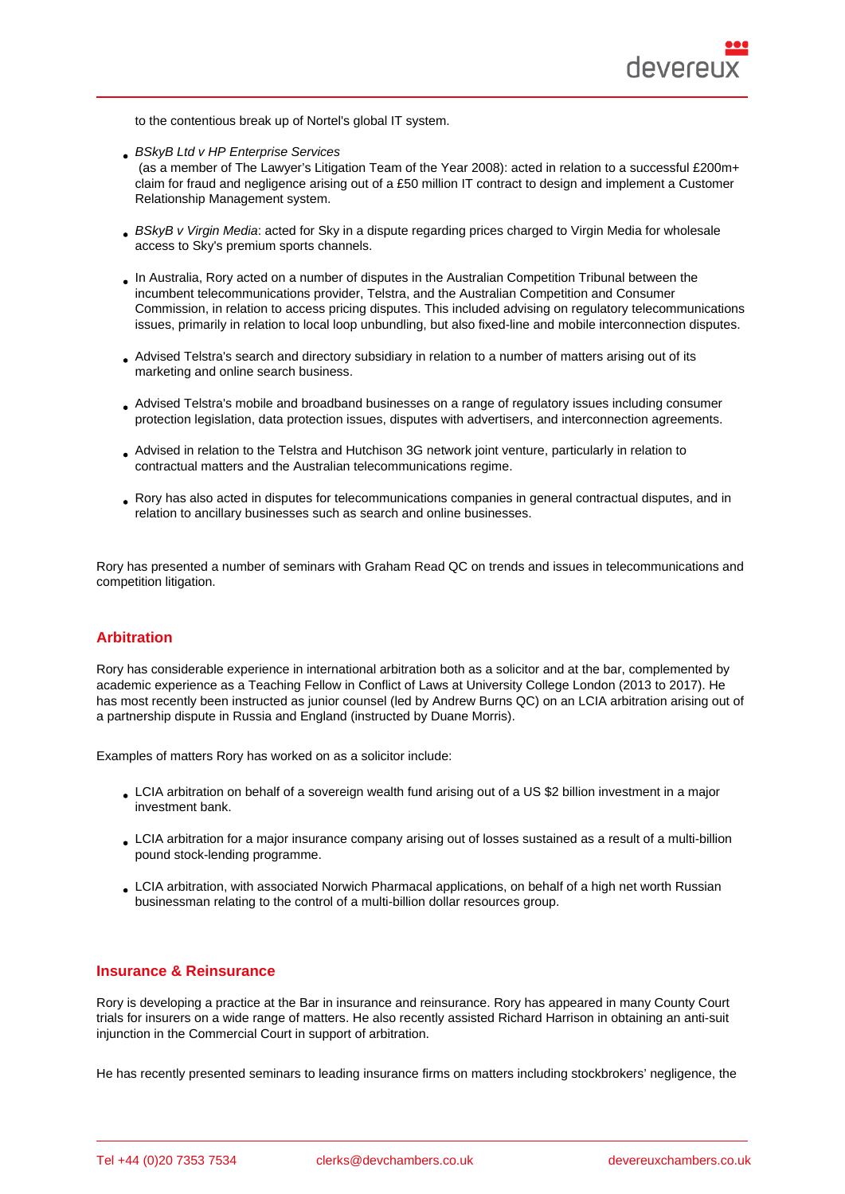to the contentious break up of Nortel's global IT system.

- *BSkyB Ltd v HP Enterprise Services* (as a member of The Lawyer's Litigation Team of the Year 2008): acted in relation to a successful £200m+ claim for fraud and negligence arising out of a £50 million IT contract to design and implement a Customer Relationship Management system.
- *BSkyB v Virgin Media*: acted for Sky in a dispute regarding prices charged to Virgin Media for wholesale access to Sky's premium sports channels.
- In Australia, Rory acted on a number of disputes in the Australian Competition Tribunal between the incumbent telecommunications provider, Telstra, and the Australian Competition and Consumer Commission, in relation to access pricing disputes. This included advising on regulatory telecommunications issues, primarily in relation to local loop unbundling, but also fixed-line and mobile interconnection disputes.
- Advised Telstra's search and directory subsidiary in relation to a number of matters arising out of its marketing and online search business.
- Advised Telstra's mobile and broadband businesses on a range of regulatory issues including consumer protection legislation, data protection issues, disputes with advertisers, and interconnection agreements.
- Advised in relation to the Telstra and Hutchison 3G network joint venture, particularly in relation to contractual matters and the Australian telecommunications regime.
- Rory has also acted in disputes for telecommunications companies in general contractual disputes, and in relation to ancillary businesses such as search and online businesses.

Rory has presented a number of seminars with Graham Read QC on trends and issues in telecommunications and competition litigation.

## Arbitration

Rory has considerable experience in international arbitration both as a solicitor and at the bar, complemented by academic experience as a Teaching Fellow in Conflict of Laws at University College London (2013 to 2017). He has most recently been instructed as junior counsel (led by Andrew Burns QC) on an LCIA arbitration arising out of a partnership dispute in Russia and England (instructed by Duane Morris).

Examples of matters Rory has worked on as a solicitor include:

- LCIA arbitration on behalf of a sovereign wealth fund arising out of a US $2 billion investment in a major investment bank.
- LCIA arbitration for a major insurance company arising out of losses sustained as a result of a multi-billion pound stock-lending programme.
- LCIA arbitration, with associated Norwich Pharmacal applications, on behalf of a high net worth Russian businessman relating to the control of a multi-billion dollar resources group.

## Insurance & Reinsurance

Rory is developing a practice at the Bar in insurance and reinsurance. Rory has appeared in many County Court trials for insurers on a wide range of matters. He also recently assisted Richard Harrison in obtaining an anti-suit injunction in the Commercial Court in support of arbitration.

He has recently presented seminars to leading insurance firms on matters including stockbrokers' negligence, the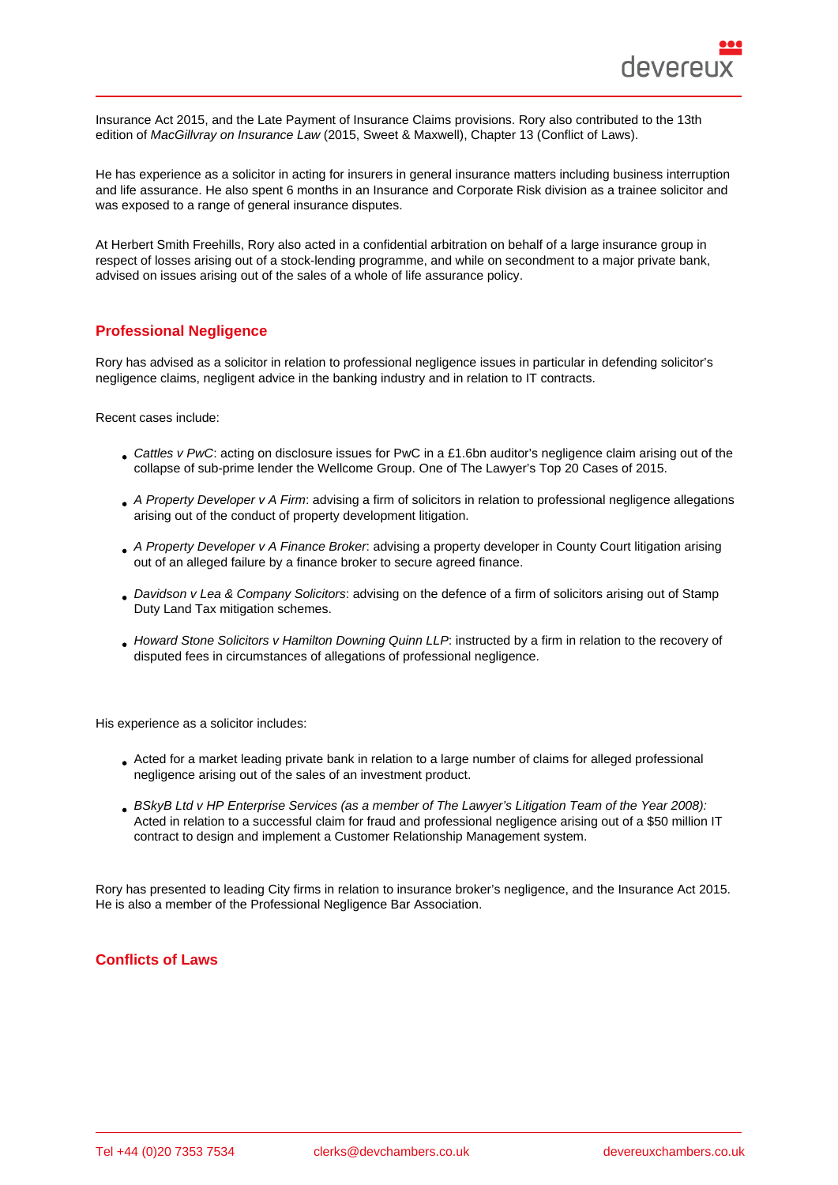Insurance Act 2015, and the Late Payment of Insurance Claims provisions. Rory also contributed to the 13th edition of *MacGillvray on Insurance Law* (2015, Sweet & Maxwell), Chapter 13 (Conflict of Laws).

He has experience as a solicitor in acting for insurers in general insurance matters including business interruption and life assurance. He also spent 6 months in an Insurance and Corporate Risk division as a trainee solicitor and was exposed to a range of general insurance disputes.

At Herbert Smith Freehills, Rory also acted in a confidential arbitration on behalf of a large insurance group in respect of losses arising out of a stock-lending programme, and while on secondment to a major private bank, advised on issues arising out of the sales of a whole of life assurance policy.

## Professional Negligence

Rory has advised as a solicitor in relation to professional negligence issues in particular in defending solicitor's negligence claims, negligent advice in the banking industry and in relation to IT contracts.

Recent cases include:

- *Cattles v PwC*: acting on disclosure issues for PwC in a £1.6bn auditor's negligence claim arising out of the collapse of sub-prime lender the Wellcome Group. One of The Lawyer's Top 20 Cases of 2015.
- *A Property Developer v A Firm*: advising a firm of solicitors in relation to professional negligence allegations arising out of the conduct of property development litigation.
- *A Property Developer v A Finance Broker*: advising a property developer in County Court litigation arising out of an alleged failure by a finance broker to secure agreed finance.
- *Davidson v Lea & Company Solicitors*: advising on the defence of a firm of solicitors arising out of Stamp Duty Land Tax mitigation schemes.
- *Howard Stone Solicitors v Hamilton Downing Quinn LLP*: instructed by a firm in relation to the recovery of disputed fees in circumstances of allegations of professional negligence.

His experience as a solicitor includes:

- Acted for a market leading private bank in relation to a large number of claims for alleged professional negligence arising out of the sales of an investment product.
- *BSkyB Ltd v HP Enterprise Services (as a member of The Lawyer's Litigation Team of the Year 2008):* Acted in relation to a successful claim for fraud and professional negligence arising out of a $50 million IT contract to design and implement a Customer Relationship Management system.

Rory has presented to leading City firms in relation to insurance broker's negligence, and the Insurance Act 2015. He is also a member of the Professional Negligence Bar Association.

## Conflicts of Laws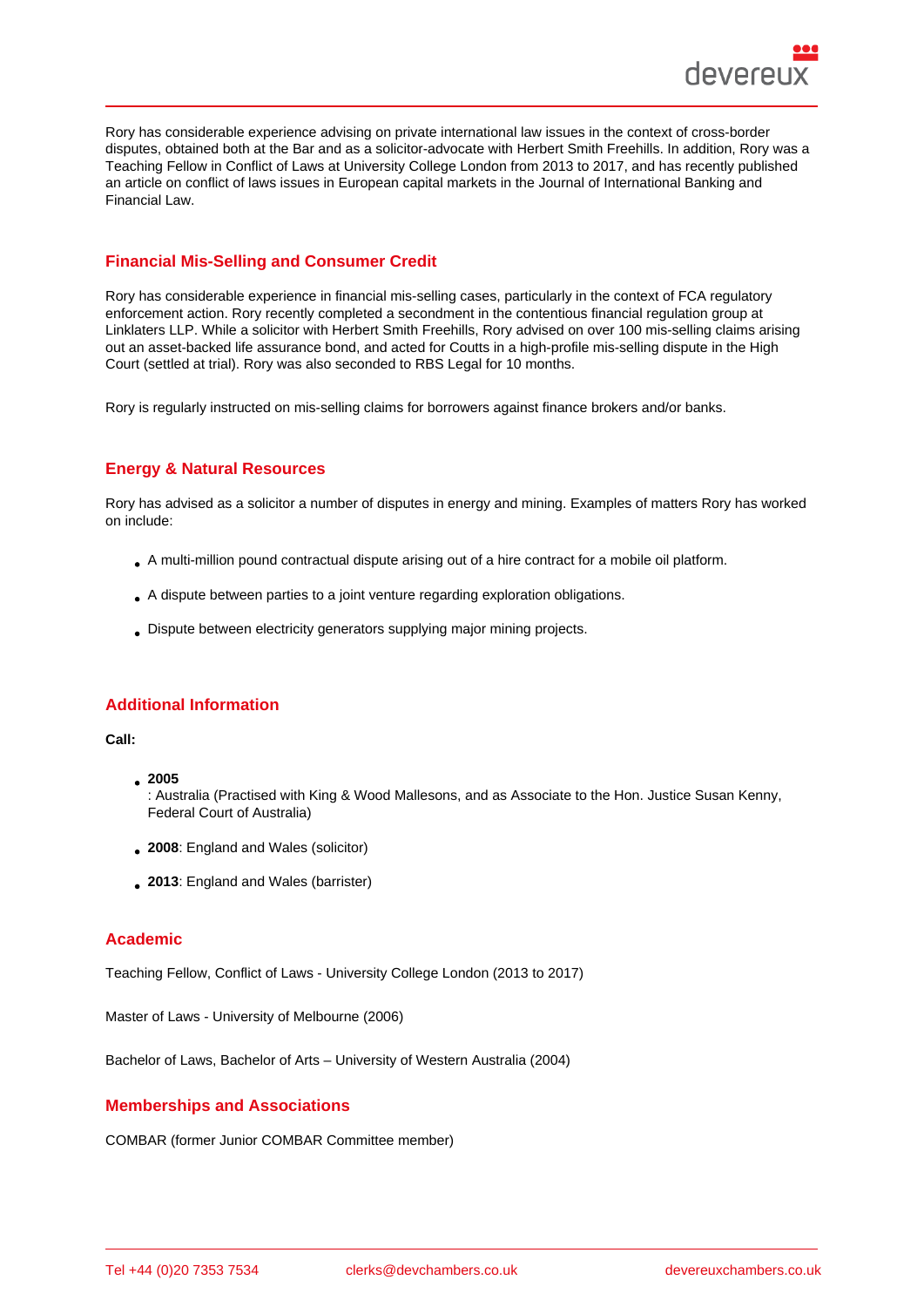Rory has considerable experience advising on private international law issues in the context of cross-border disputes, obtained both at the Bar and as a solicitor-advocate with Herbert Smith Freehills. In addition, Rory was a Teaching Fellow in Conflict of Laws at University College London from 2013 to 2017, and has recently published an article on conflict of laws issues in European capital markets in the Journal of International Banking and Financial Law.

## Financial Mis-Selling and Consumer Credit

Rory has considerable experience in financial mis-selling cases, particularly in the context of FCA regulatory enforcement action. Rory recently completed a secondment in the contentious financial regulation group at Linklaters LLP. While a solicitor with Herbert Smith Freehills, Rory advised on over 100 mis-selling claims arising out an asset-backed life assurance bond, and acted for Coutts in a high-profile mis-selling dispute in the High Court (settled at trial). Rory was also seconded to RBS Legal for 10 months.

Rory is regularly instructed on mis-selling claims for borrowers against finance brokers and/or banks.

## Energy & Natural Resources

Rory has advised as a solicitor a number of disputes in energy and mining. Examples of matters Rory has worked on include:

- A multi-million pound contractual dispute arising out of a hire contract for a mobile oil platform.
- A dispute between parties to a joint venture regarding exploration obligations.
- Dispute between electricity generators supplying major mining projects.

## Additional Information

**Call:**

- **2005**
  : Australia (Practised with King & Wood Mallesons, and as Associate to the Hon. Justice Susan Kenny, Federal Court of Australia)
- **2008**: England and Wales (solicitor)
- **2013**: England and Wales (barrister)

## Academic

Teaching Fellow, Conflict of Laws - University College London (2013 to 2017)

Master of Laws - University of Melbourne (2006)

Bachelor of Laws, Bachelor of Arts – University of Western Australia (2004)

## Memberships and Associations

COMBAR (former Junior COMBAR Committee member)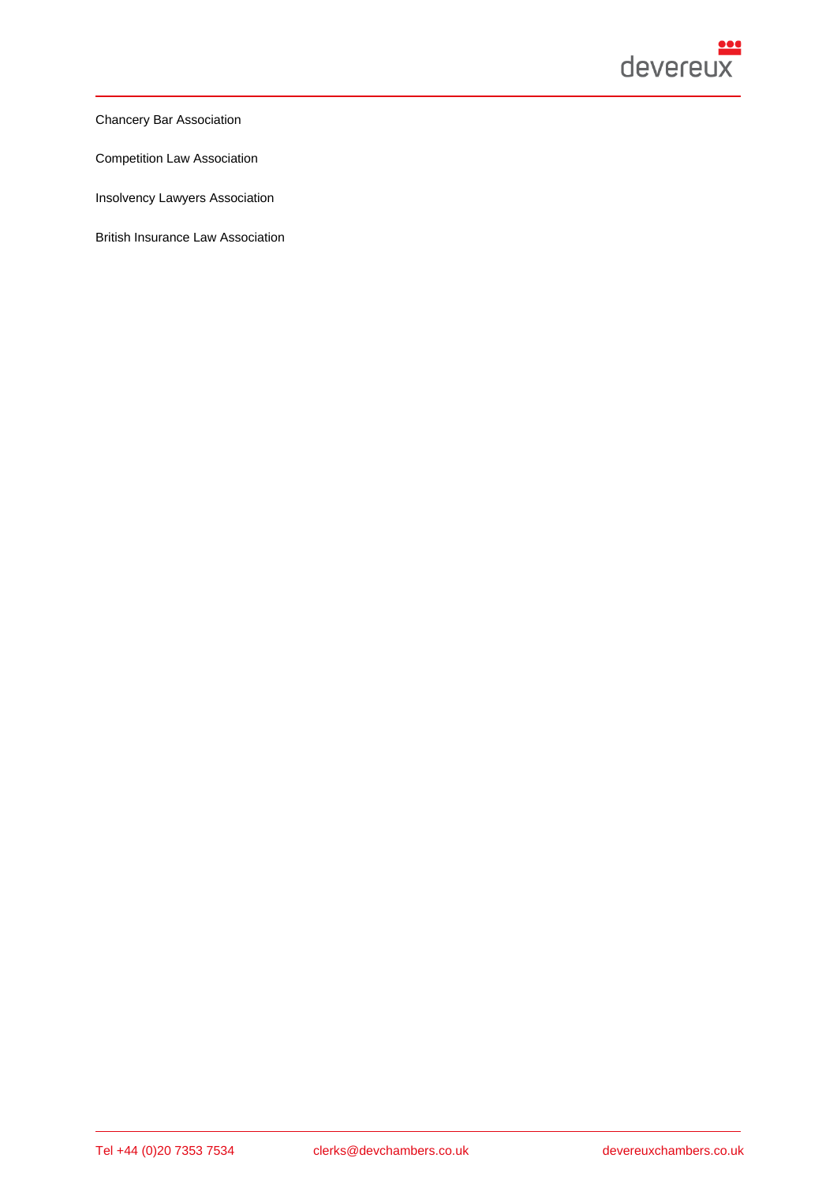Chancery Bar Association

Competition Law Association

Insolvency Lawyers Association

British Insurance Law Association